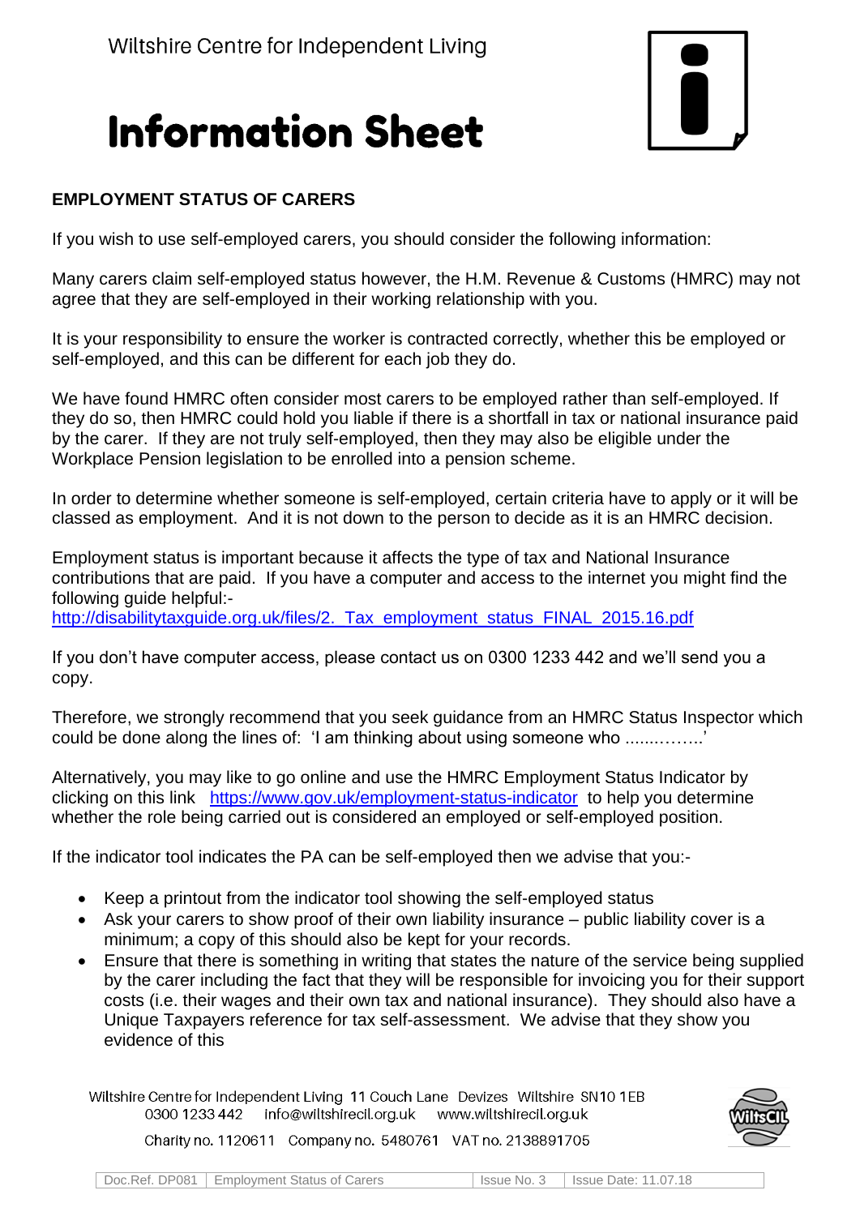Wiltshire Centre for Independent Living

# Information Sheet

## EMPLOYMENT STATUS OF CARERS

If you wish to use self-employed carers, you should consider the following information:

Many carers claim self-employed status however, the H.M. Revenue & Customs (HMRC) may not agree that they are self-employed in their working relationship with you.

It is your responsibility to ensure the worker is contracted correctly, whether this be employed or self-employed, and this can be different for each job they do.

We have found HMRC often consider most carers to be employed rather than self-employed. If they do so, then HMRC could hold you liable if there is a shortfall in tax or national insurance paid by the carer. If they are not truly self-employed, then they may also be eligible under the Workplace Pension legislation to be enrolled into a pension scheme.

In order to determine whether someone is self-employed, certain criteria have to apply or it will be classed as employment. And it is not down to the person to decide as it is an HMRC decision.

Employment status is important because it affects the type of tax and National Insurance contributions that are paid. If you have a computer and access to the internet you might find the following guide helpful:-
http://disabilitytaxguide.org.uk/files/2._Tax_employment_status_FINAL_2015.16.pdf

If you don't have computer access, please contact us on 0300 1233 442 and we'll send you a copy.

Therefore, we strongly recommend that you seek guidance from an HMRC Status Inspector which could be done along the lines of: 'I am thinking about using someone who ..............'

Alternatively, you may like to go online and use the HMRC Employment Status Indicator by clicking on this link https://www.gov.uk/employment-status-indicator to help you determine whether the role being carried out is considered an employed or self-employed position.

If the indicator tool indicates the PA can be self-employed then we advise that you:-

- Keep a printout from the indicator tool showing the self-employed status
- Ask your carers to show proof of their own liability insurance – public liability cover is a minimum; a copy of this should also be kept for your records.
- Ensure that there is something in writing that states the nature of the service being supplied by the carer including the fact that they will be responsible for invoicing you for their support costs (i.e. their wages and their own tax and national insurance). They should also have a Unique Taxpayers reference for tax self-assessment. We advise that they show you evidence of this

Wiltshire Centre for Independent Living 11 Couch Lane Devizes Wiltshire SN10 1EB
0300 1233 442 info@wiltshirecil.org.uk www.wiltshirecil.org.uk
Charity no. 1120611 Company no. 5480761 VAT no. 2138891705

| Doc.Ref. DP081 | Employment Status of Carers | Issue No. 3 | Issue Date: 11.07.18 |
|---|---|---|---|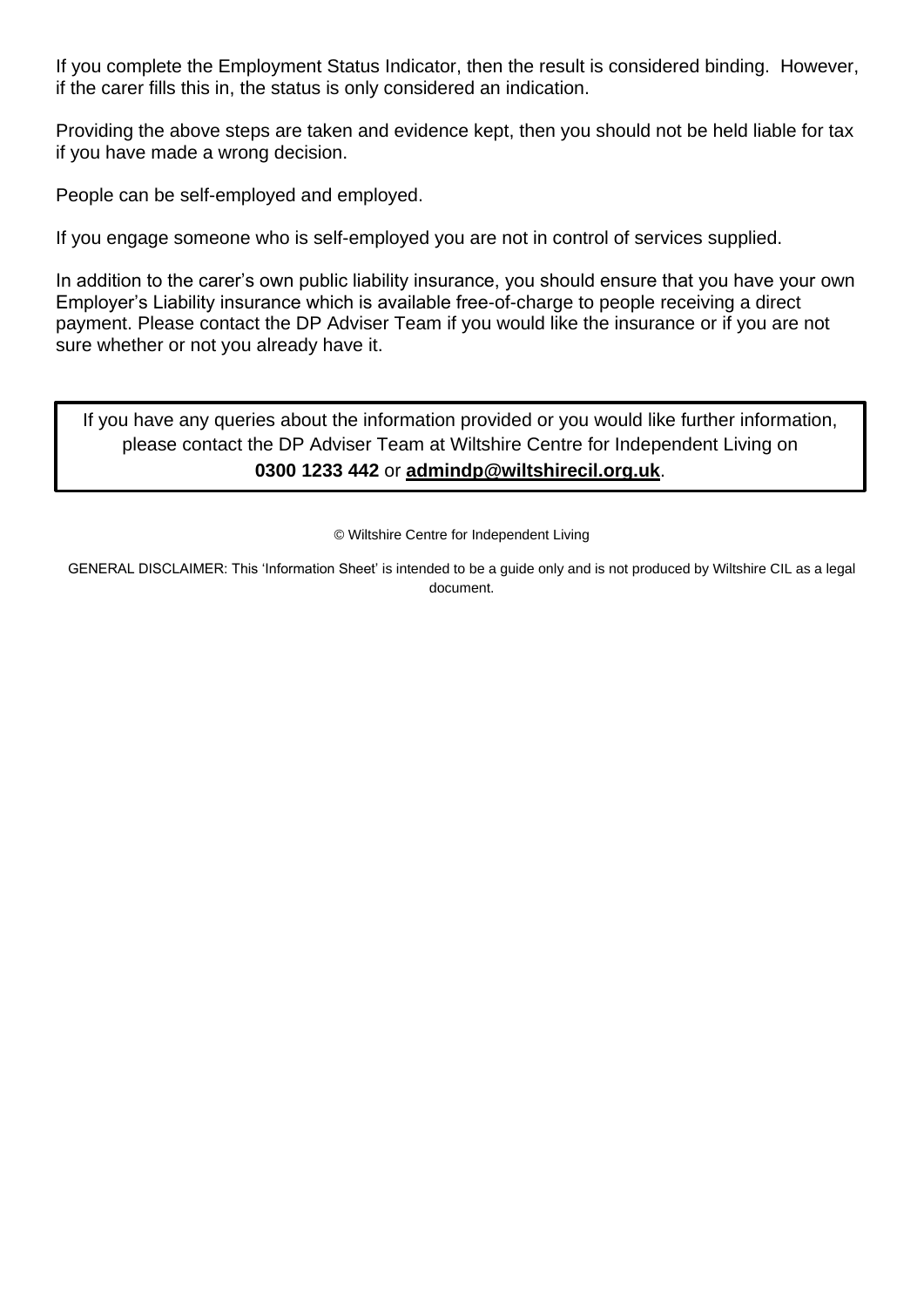If you complete the Employment Status Indicator, then the result is considered binding. However, if the carer fills this in, the status is only considered an indication.

Providing the above steps are taken and evidence kept, then you should not be held liable for tax if you have made a wrong decision.

People can be self-employed and employed.

If you engage someone who is self-employed you are not in control of services supplied.

In addition to the carer's own public liability insurance, you should ensure that you have your own Employer's Liability insurance which is available free-of-charge to people receiving a direct payment. Please contact the DP Adviser Team if you would like the insurance or if you are not sure whether or not you already have it.

If you have any queries about the information provided or you would like further information, please contact the DP Adviser Team at Wiltshire Centre for Independent Living on **0300 1233 442** or **admindp@wiltshirecil.org.uk**.

© Wiltshire Centre for Independent Living

GENERAL DISCLAIMER: This 'Information Sheet' is intended to be a guide only and is not produced by Wiltshire CIL as a legal document.